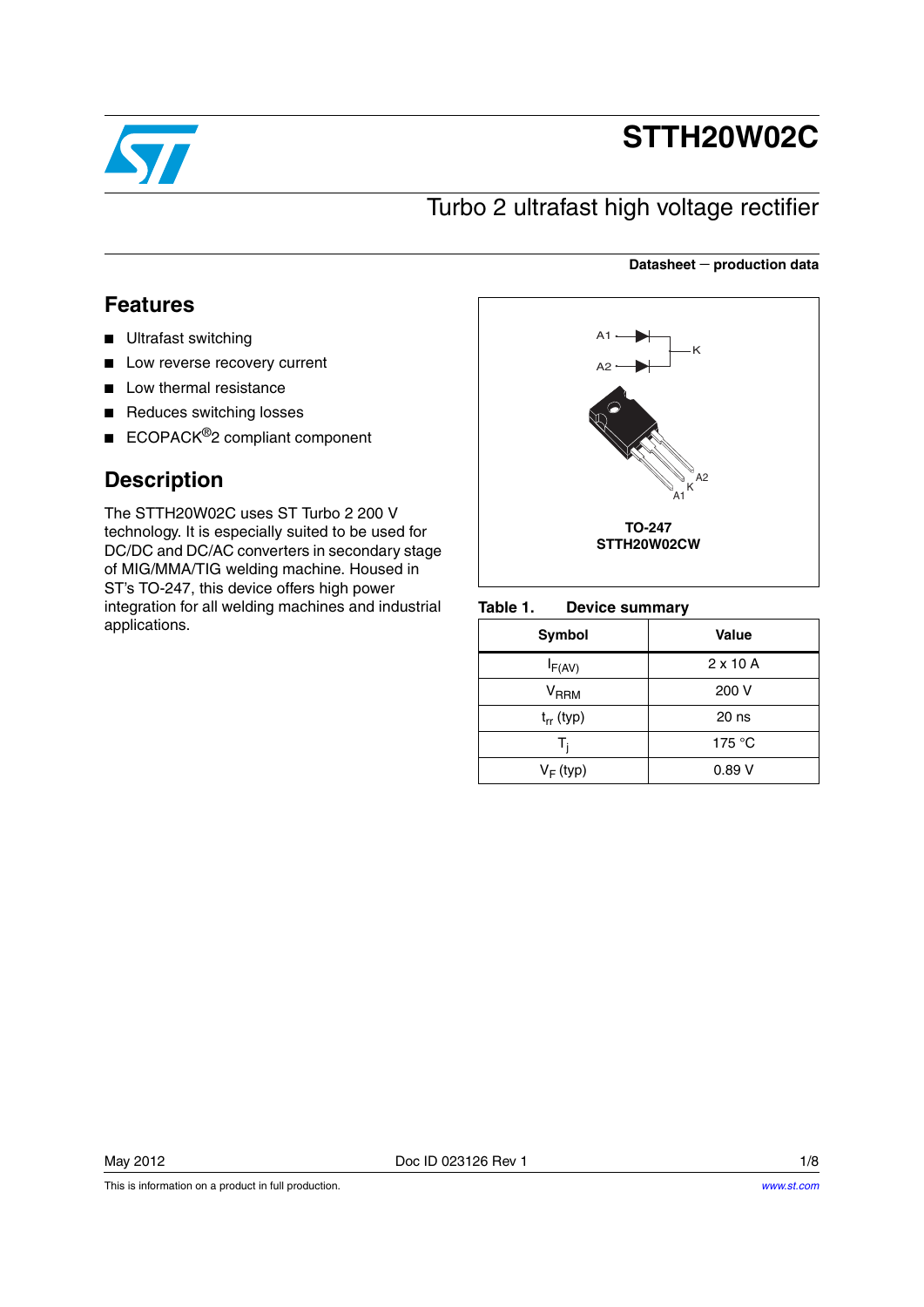# STTH20W02C

## Turbo 2 ultrafast high voltage rectifier

**Datasheet — production data**

## Features

- Ultrafast switching
- Low reverse recovery current
- Low thermal resistance
- Reduces switching losses
- ECOPACK®2 compliant component

## Description

The STTH20W02C uses ST Turbo 2 200 V technology. It is especially suited to be used for DC/DC and DC/AC converters in secondary stage of MIG/MMA/TIG welding machine. Housed in ST's TO-247, this device offers high power integration for all welding machines and industrial applications.

**TO-247**
**STTH20W02CW**

**Table 1. Device summary**

| Symbol | Value |
|---|---|
| $I_{F(AV)}$ | 2 x 10 A |
| $V_{RRM}$ | 200 V |
| $t_{rr}$ (typ) | 20 ns |
| $T_j$ | 175 °C |
| $V_F$ (typ) | 0.89 V |

May 2012 Doc ID 023126 Rev 1

This is information on a product in full production.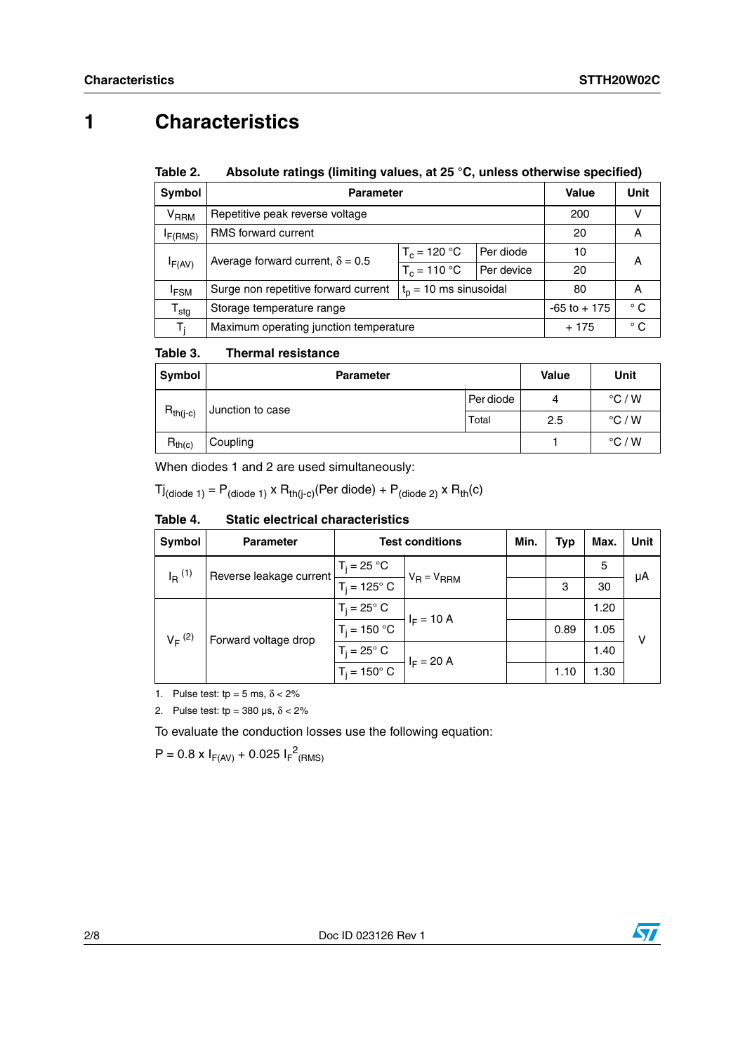# 1 Characteristics

**Table 2. Absolute ratings (limiting values, at 25 °C, unless otherwise specified)**

| Symbol | Parameter | | | Value | Unit |
|---|---|---|---|---|---|
| $V_{RRM}$ | Repetitive peak reverse voltage | | | 200 | V |
| $I_{F(RMS)}$ | RMS forward current | | | 20 | A |
| $I_{F(AV)}$ | Average forward current, $\delta = 0.5$ | $T_c = 120$ °C | Per diode | 10 | A |
| | | $T_c = 110$ °C | Per device | 20 | |
| $I_{FSM}$ | Surge non repetitive forward current | $t_p = 10$ ms sinusoidal | | 80 | A |
| $T_{stg}$ | Storage temperature range | | | -65 to + 175 | ° C |
| $T_j$ | Maximum operating junction temperature | | | + 175 | ° C |

**Table 3. Thermal resistance**

| Symbol | Parameter | | Value | Unit |
|---|---|---|---|---|
| $R_{th(j-c)}$ | Junction to case | Per diode | 4 | °C / W |
| | | Total | 2.5 | °C / W |
| $R_{th(c)}$ | Coupling | | 1 | °C / W |

When diodes 1 and 2 are used simultaneously:

$Tj_{(diode\ 1)} = P_{(diode\ 1)} \times R_{th(j-c)}(\text{Per diode}) + P_{(diode\ 2)} \times R_{th}(c)$

**Table 4. Static electrical characteristics**

| Symbol | Parameter | Test conditions | | Min. | Typ | Max. | Unit |
|---|---|---|---|---|---|---|---|
| $I_R$ (1) | Reverse leakage current | $T_j = 25$ °C | $V_R = V_{RRM}$ | | | 5 | µA |
| | | $T_j = 125$° C | | | 3 | 30 | |
| $V_F$ (2) | Forward voltage drop | $T_j = 25$° C | $I_F = 10$ A | | | 1.20 | V |
| | | $T_j = 150$ °C | | | 0.89 | 1.05 | |
| | | $T_j = 25$° C | $I_F = 20$ A | | | 1.40 | |
| | | $T_j = 150$° C | | | 1.10 | 1.30 | |

1. Pulse test: tp = 5 ms, $\delta < 2\%$
2. Pulse test: tp = 380 µs, $\delta < 2\%$

To evaluate the conduction losses use the following equation:

$P = 0.8 \times I_{F(AV)} + 0.025\ I_{F}^{2}{}_{(RMS)}$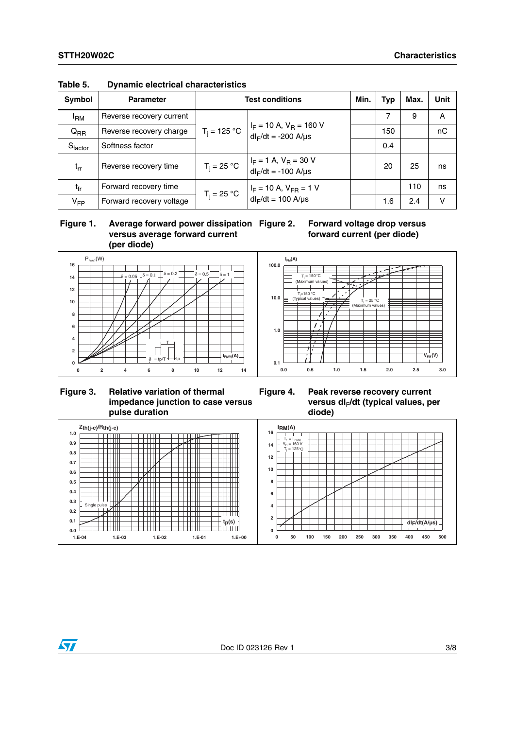Table 5. Dynamic electrical characteristics

| Symbol | Parameter | Test conditions | | Min. | Typ | Max. | Unit |
|---|---|---|---|---|---|---|---|
| $I_{RM}$ | Reverse recovery current | $T_j$ = 125 °C | $I_F$ = 10 A, $V_R$ = 160 V $dI_F/dt$ = -200 A/µs | | 7 | 9 | A |
| $Q_{RR}$ | Reverse recovery charge | | | | 150 | | nC |
| $S_{factor}$ | Softness factor | | | | 0.4 | | |
| $t_{rr}$ | Reverse recovery time | $T_j$ = 25 °C | $I_F$ = 1 A, $V_R$ = 30 V $dI_F/dt$ = -100 A/µs | | 20 | 25 | ns |
| $t_{fr}$ | Forward recovery time | $T_j$ = 25 °C | $I_F$ = 10 A, $V_{FR}$ = 1 V $dI_F/dt$ = 100 A/µs | | | 110 | ns |
| $V_{FP}$ | Forward recovery voltage | | | | 1.6 | 2.4 | V |

**Figure 1. Average forward power dissipation versus average forward current (per diode)**

**Figure 2. Forward voltage drop versus forward current (per diode)**

**Figure 3. Relative variation of thermal impedance junction to case versus pulse duration**

**Figure 4. Peak reverse recovery current versus $dI_F/dt$ (typical values, per diode)**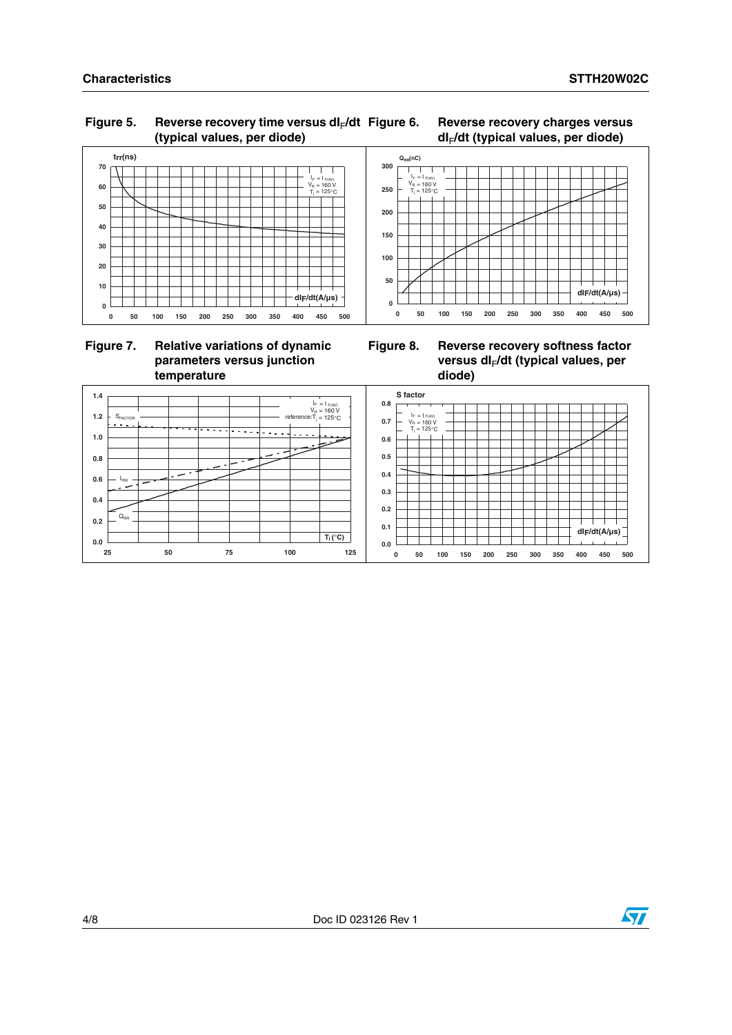**Figure 5. Reverse recovery time versus $dI_F/dt$ (typical values, per diode)**

**Figure 6. Reverse recovery charges versus $dI_F/dt$ (typical values, per diode)**

**Figure 7. Relative variations of dynamic parameters versus junction temperature**

**Figure 8. Reverse recovery softness factor versus $dI_F/dt$ (typical values, per diode)**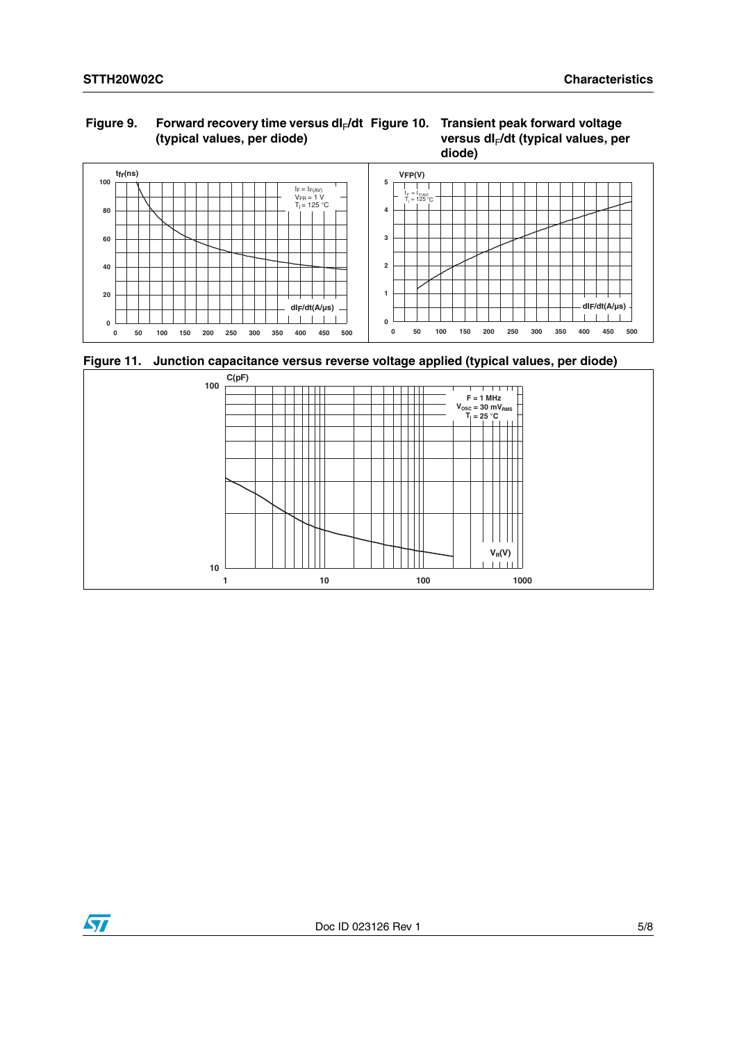**Figure 9. Forward recovery time versus $dI_F/dt$ (typical values, per diode)**

**Figure 10. Transient peak forward voltage versus $dI_F/dt$ (typical values, per diode)**

**Figure 11. Junction capacitance versus reverse voltage applied (typical values, per diode)**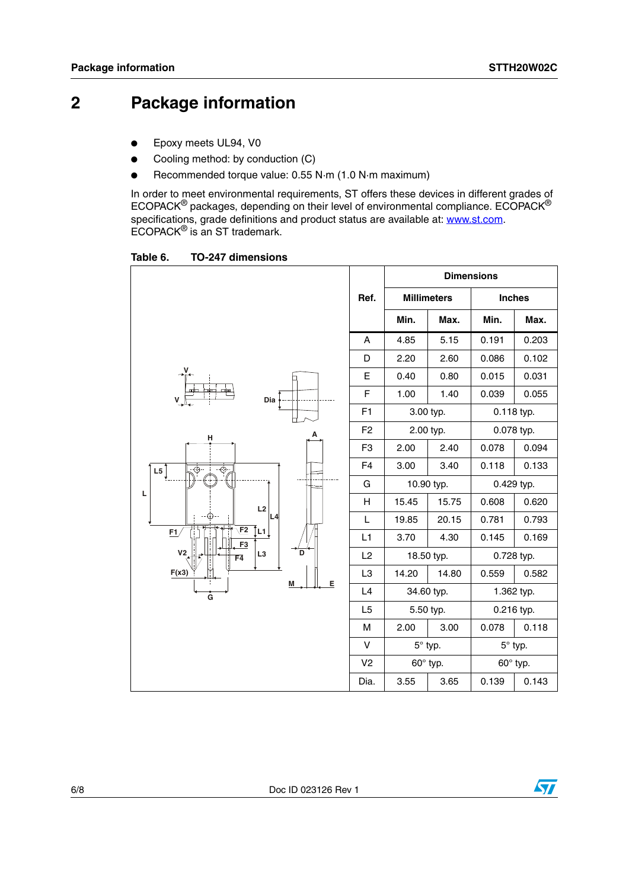# 2 Package information

- Epoxy meets UL94, V0
- Cooling method: by conduction (C)
- Recommended torque value: 0.55 N·m (1.0 N·m maximum)

In order to meet environmental requirements, ST offers these devices in different grades of ECOPACK® packages, depending on their level of environmental compliance. ECOPACK® specifications, grade definitions and product status are available at: www.st.com. ECOPACK® is an ST trademark.

**Table 6. TO-247 dimensions**

| Ref. | Dimensions | | | |
|---|---|---|---|---|
| | Millimeters | | Inches | |
| | Min. | Max. | Min. | Max. |
| A | 4.85 | 5.15 | 0.191 | 0.203 |
| D | 2.20 | 2.60 | 0.086 | 0.102 |
| E | 0.40 | 0.80 | 0.015 | 0.031 |
| F | 1.00 | 1.40 | 0.039 | 0.055 |
| F1 | 3.00 typ. | | 0.118 typ. | |
| F2 | 2.00 typ. | | 0.078 typ. | |
| F3 | 2.00 | 2.40 | 0.078 | 0.094 |
| F4 | 3.00 | 3.40 | 0.118 | 0.133 |
| G | 10.90 typ. | | 0.429 typ. | |
| H | 15.45 | 15.75 | 0.608 | 0.620 |
| L | 19.85 | 20.15 | 0.781 | 0.793 |
| L1 | 3.70 | 4.30 | 0.145 | 0.169 |
| L2 | 18.50 typ. | | 0.728 typ. | |
| L3 | 14.20 | 14.80 | 0.559 | 0.582 |
| L4 | 34.60 typ. | | 1.362 typ. | |
| L5 | 5.50 typ. | | 0.216 typ. | |
| M | 2.00 | 3.00 | 0.078 | 0.118 |
| V | 5° typ. | | 5° typ. | |
| V2 | 60° typ. | | 60° typ. | |
| Dia. | 3.55 | 3.65 | 0.139 | 0.143 |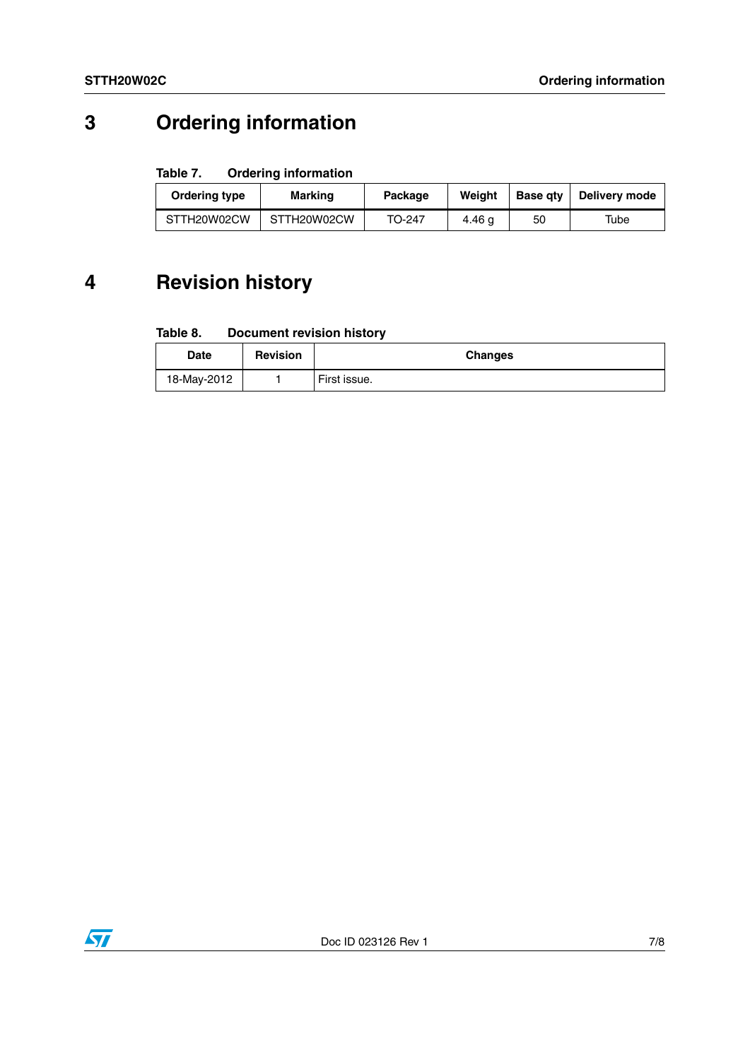# 3 Ordering information

**Table 7. Ordering information**

| Ordering type | Marking | Package | Weight | Base qty | Delivery mode |
|---|---|---|---|---|---|
| STTH20W02CW | STTH20W02CW | TO-247 | 4.46 g | 50 | Tube |

# 4 Revision history

**Table 8. Document revision history**

| Date | Revision | Changes |
|---|---|---|
| 18-May-2012 | 1 | First issue. |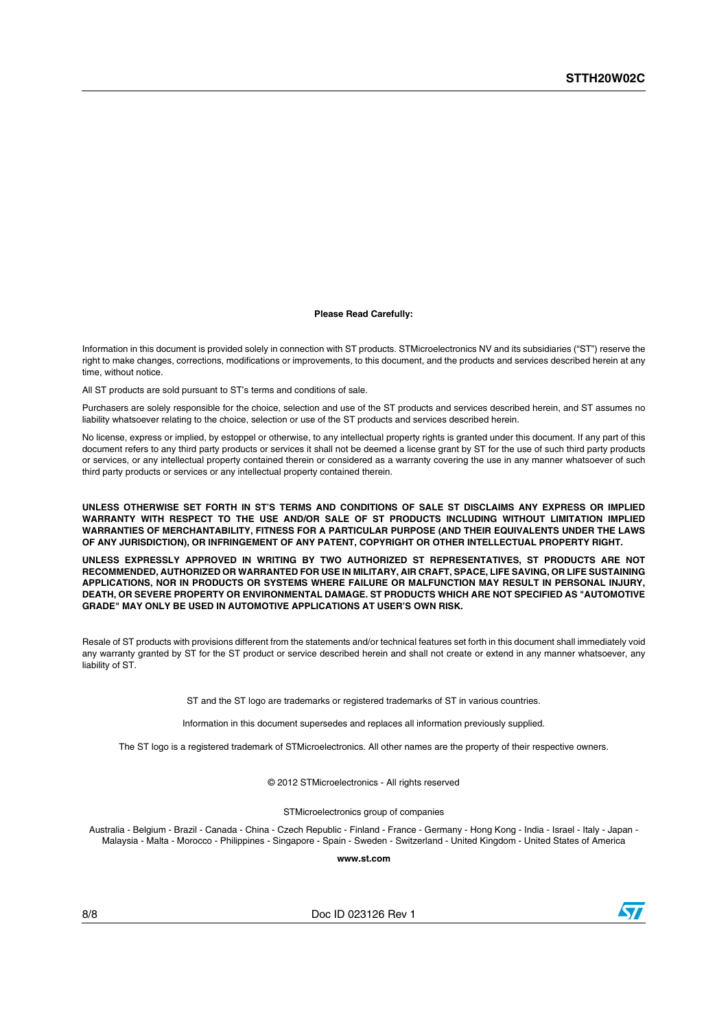**Please Read Carefully:**

Information in this document is provided solely in connection with ST products. STMicroelectronics NV and its subsidiaries (“ST”) reserve the right to make changes, corrections, modifications or improvements, to this document, and the products and services described herein at any time, without notice.

All ST products are sold pursuant to ST’s terms and conditions of sale.

Purchasers are solely responsible for the choice, selection and use of the ST products and services described herein, and ST assumes no liability whatsoever relating to the choice, selection or use of the ST products and services described herein.

No license, express or implied, by estoppel or otherwise, to any intellectual property rights is granted under this document. If any part of this document refers to any third party products or services it shall not be deemed a license grant by ST for the use of such third party products or services, or any intellectual property contained therein or considered as a warranty covering the use in any manner whatsoever of such third party products or services or any intellectual property contained therein.

**UNLESS OTHERWISE SET FORTH IN ST’S TERMS AND CONDITIONS OF SALE ST DISCLAIMS ANY EXPRESS OR IMPLIED WARRANTY WITH RESPECT TO THE USE AND/OR SALE OF ST PRODUCTS INCLUDING WITHOUT LIMITATION IMPLIED WARRANTIES OF MERCHANTABILITY, FITNESS FOR A PARTICULAR PURPOSE (AND THEIR EQUIVALENTS UNDER THE LAWS OF ANY JURISDICTION), OR INFRINGEMENT OF ANY PATENT, COPYRIGHT OR OTHER INTELLECTUAL PROPERTY RIGHT.**

**UNLESS EXPRESSLY APPROVED IN WRITING BY TWO AUTHORIZED ST REPRESENTATIVES, ST PRODUCTS ARE NOT RECOMMENDED, AUTHORIZED OR WARRANTED FOR USE IN MILITARY, AIR CRAFT, SPACE, LIFE SAVING, OR LIFE SUSTAINING APPLICATIONS, NOR IN PRODUCTS OR SYSTEMS WHERE FAILURE OR MALFUNCTION MAY RESULT IN PERSONAL INJURY, DEATH, OR SEVERE PROPERTY OR ENVIRONMENTAL DAMAGE. ST PRODUCTS WHICH ARE NOT SPECIFIED AS "AUTOMOTIVE GRADE" MAY ONLY BE USED IN AUTOMOTIVE APPLICATIONS AT USER’S OWN RISK.**

Resale of ST products with provisions different from the statements and/or technical features set forth in this document shall immediately void any warranty granted by ST for the ST product or service described herein and shall not create or extend in any manner whatsoever, any liability of ST.

ST and the ST logo are trademarks or registered trademarks of ST in various countries.

Information in this document supersedes and replaces all information previously supplied.

The ST logo is a registered trademark of STMicroelectronics. All other names are the property of their respective owners.

© 2012 STMicroelectronics - All rights reserved

STMicroelectronics group of companies

Australia - Belgium - Brazil - Canada - China - Czech Republic - Finland - France - Germany - Hong Kong - India - Israel - Italy - Japan - Malaysia - Malta - Morocco - Philippines - Singapore - Spain - Sweden - Switzerland - United Kingdom - United States of America

**www.st.com**